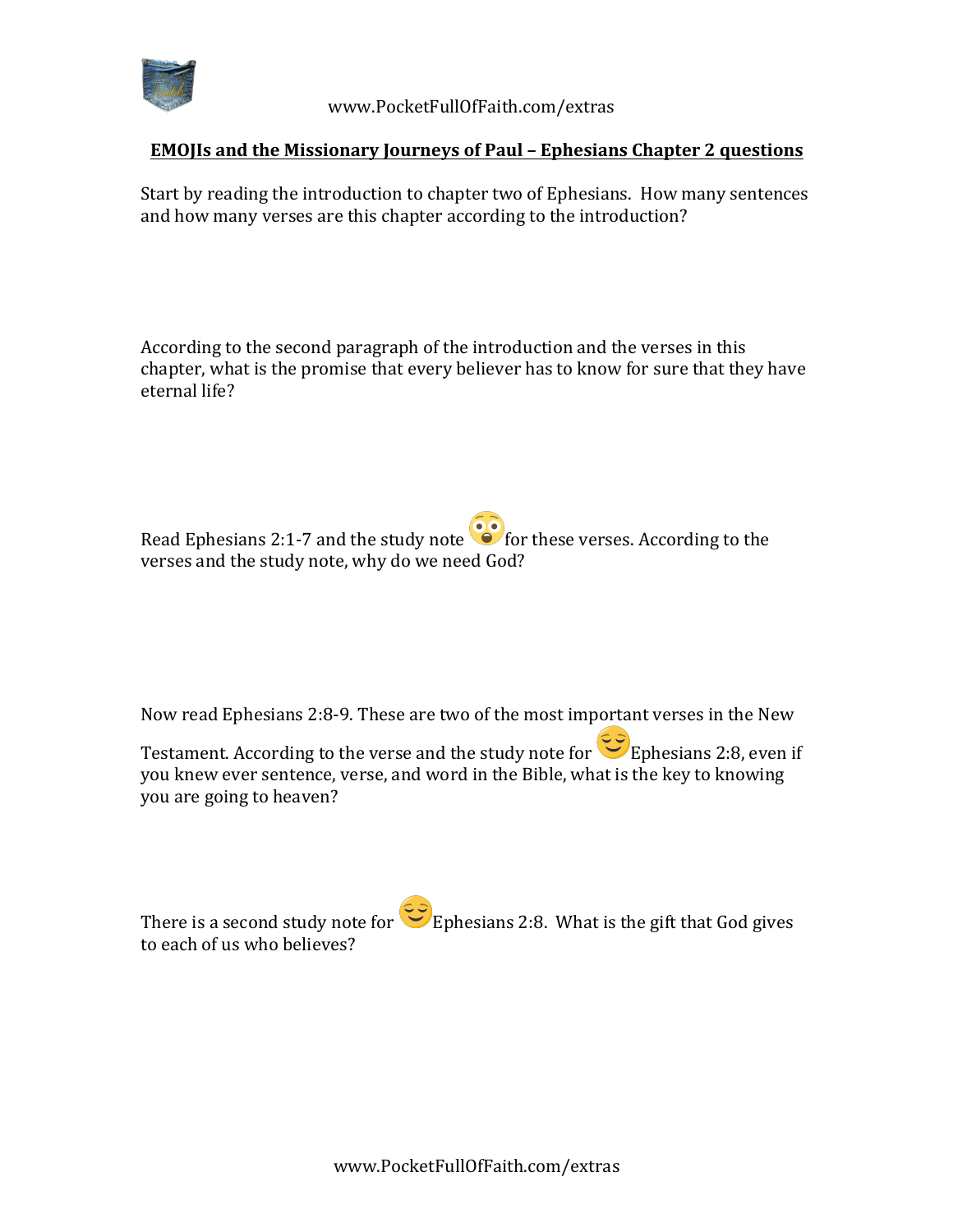**EMOJIs and the Missionary Journeys of Paul – Ephesians Chapter 2 questions**

Start by reading the introduction to chapter two of Ephesians. How many sentences and how many verses are this chapter according to the introduction?

According to the second paragraph of the introduction and the verses in this chapter, what is the promise that every believer has to know for sure that they have eternal life?

Read Ephesians 2:1-7 and the study note 😳 for these verses. According to the verses and the study note, why do we need God?

Now read Ephesians 2:8-9. These are two of the most important verses in the New Testament. According to the verse and the study note for 😌 Ephesians 2:8, even if you knew ever sentence, verse, and word in the Bible, what is the key to knowing you are going to heaven?

There is a second study note for 😌 Ephesians 2:8. What is the gift that God gives to each of us who believes?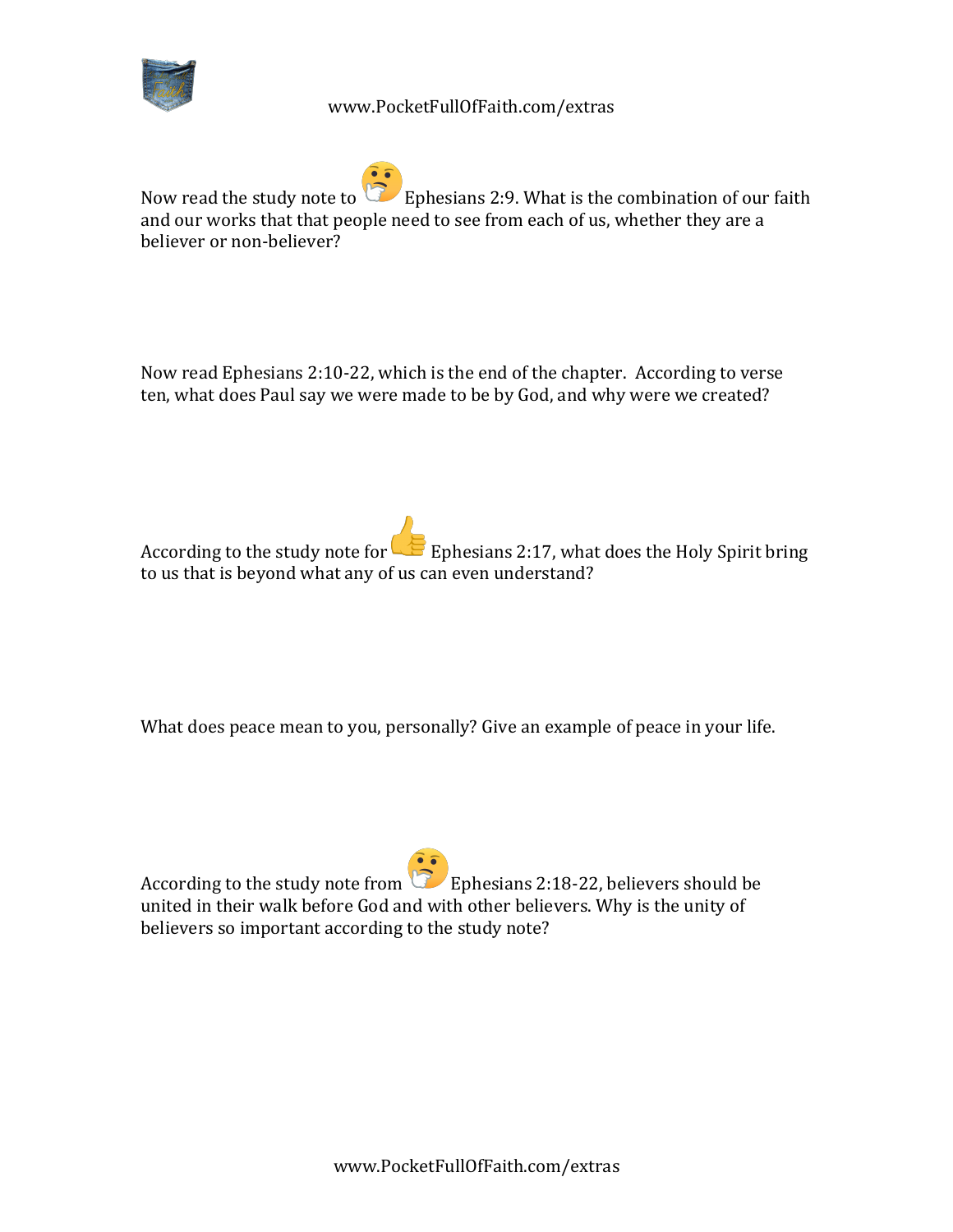Now read the study note to 🤔 Ephesians 2:9. What is the combination of our faith and our works that that people need to see from each of us, whether they are a believer or non-believer?

Now read Ephesians 2:10-22, which is the end of the chapter. According to verse ten, what does Paul say we were made to be by God, and why were we created?

According to the study note for 👍 Ephesians 2:17, what does the Holy Spirit bring to us that is beyond what any of us can even understand?

What does peace mean to you, personally? Give an example of peace in your life.

According to the study note from 🤔 Ephesians 2:18-22, believers should be united in their walk before God and with other believers. Why is the unity of believers so important according to the study note?